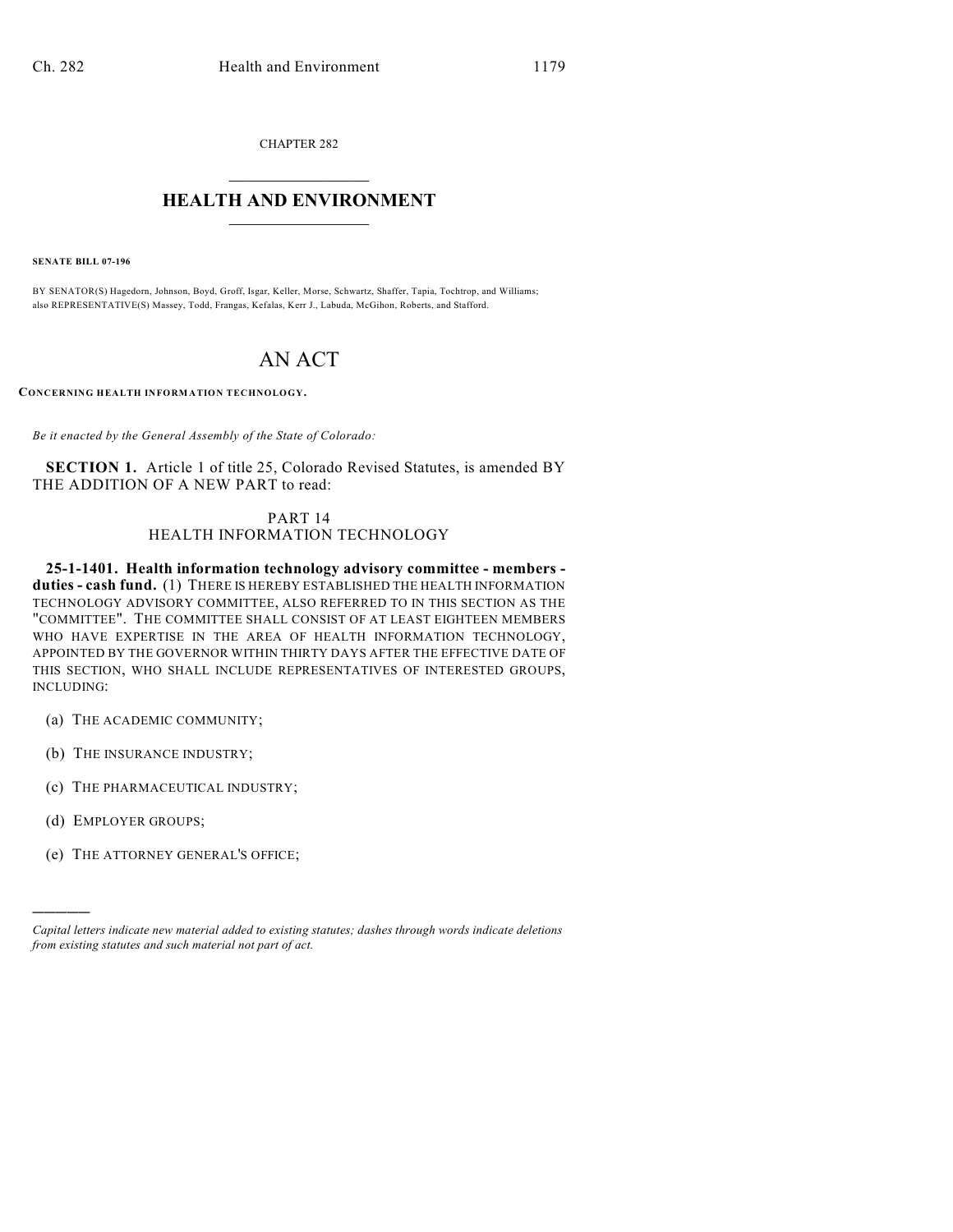CHAPTER 282

# HEALTH AND ENVIRONMENT

**SENATE BILL 07-196**

BY SENATOR(S) Hagedorn, Johnson, Boyd, Groff, Isgar, Keller, Morse, Schwartz, Shaffer, Tapia, Tochtrop, and Williams; also REPRESENTATIVE(S) Massey, Todd, Frangas, Kefalas, Kerr J., Labuda, McGihon, Roberts, and Stafford.

# AN ACT

**CONCERNING HEALTH INFORMATION TECHNOLOGY.**

*Be it enacted by the General Assembly of the State of Colorado:*

**SECTION 1.** Article 1 of title 25, Colorado Revised Statutes, is amended BY THE ADDITION OF A NEW PART to read:

PART 14
HEALTH INFORMATION TECHNOLOGY

**25-1-1401. Health information technology advisory committee - members - duties - cash fund.** (1) THERE IS HEREBY ESTABLISHED THE HEALTH INFORMATION TECHNOLOGY ADVISORY COMMITTEE, ALSO REFERRED TO IN THIS SECTION AS THE "COMMITTEE". THE COMMITTEE SHALL CONSIST OF AT LEAST EIGHTEEN MEMBERS WHO HAVE EXPERTISE IN THE AREA OF HEALTH INFORMATION TECHNOLOGY, APPOINTED BY THE GOVERNOR WITHIN THIRTY DAYS AFTER THE EFFECTIVE DATE OF THIS SECTION, WHO SHALL INCLUDE REPRESENTATIVES OF INTERESTED GROUPS, INCLUDING:

(a) THE ACADEMIC COMMUNITY;

(b) THE INSURANCE INDUSTRY;

(c) THE PHARMACEUTICAL INDUSTRY;

(d) EMPLOYER GROUPS;

(e) THE ATTORNEY GENERAL'S OFFICE;

---

*Capital letters indicate new material added to existing statutes; dashes through words indicate deletions from existing statutes and such material not part of act.*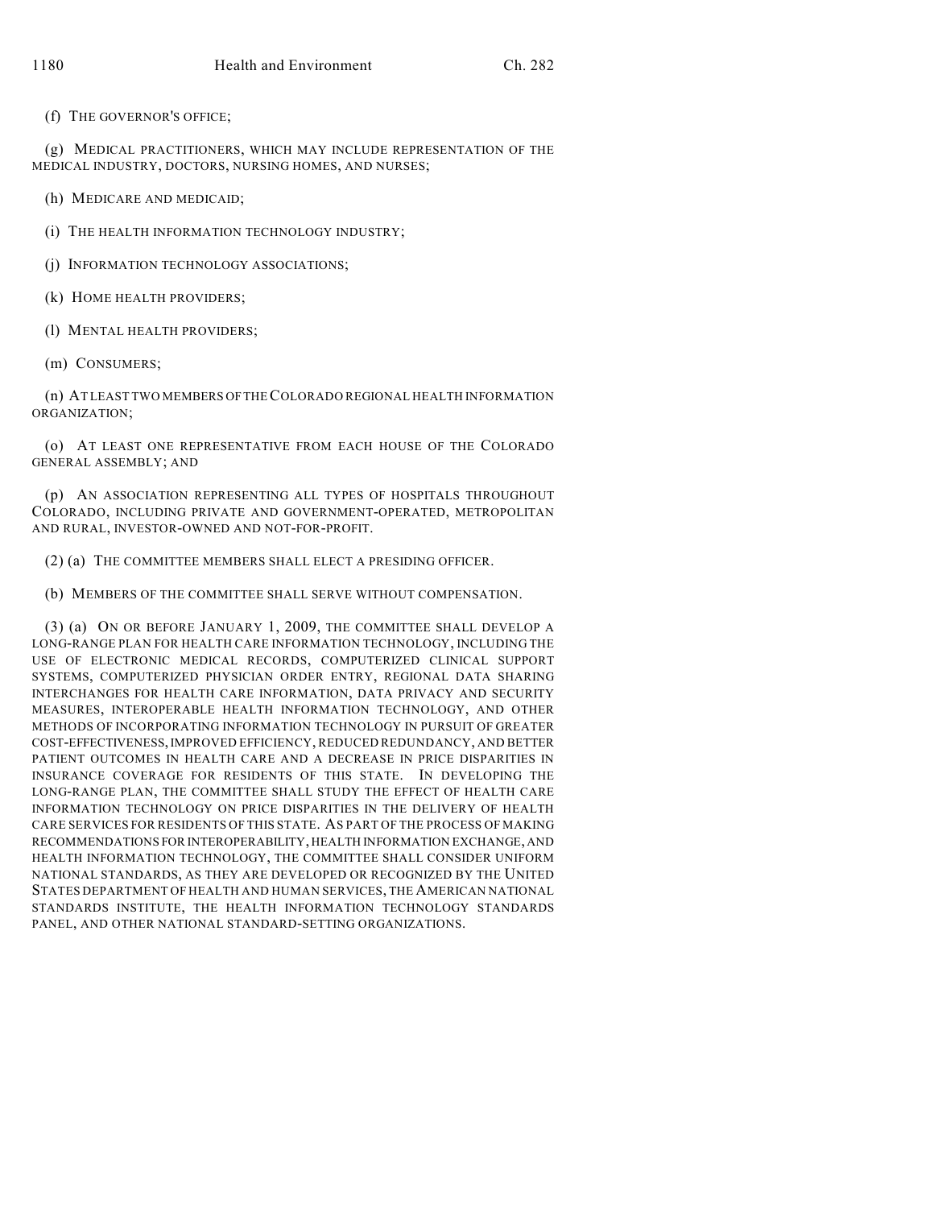(f) THE GOVERNOR'S OFFICE;

(g) MEDICAL PRACTITIONERS, WHICH MAY INCLUDE REPRESENTATION OF THE MEDICAL INDUSTRY, DOCTORS, NURSING HOMES, AND NURSES;

(h) MEDICARE AND MEDICAID;

(i) THE HEALTH INFORMATION TECHNOLOGY INDUSTRY;

(j) INFORMATION TECHNOLOGY ASSOCIATIONS;

(k) HOME HEALTH PROVIDERS;

(l) MENTAL HEALTH PROVIDERS;

(m) CONSUMERS;

(n) AT LEAST TWO MEMBERS OF THE COLORADO REGIONAL HEALTH INFORMATION ORGANIZATION;

(o) AT LEAST ONE REPRESENTATIVE FROM EACH HOUSE OF THE COLORADO GENERAL ASSEMBLY; AND

(p) AN ASSOCIATION REPRESENTING ALL TYPES OF HOSPITALS THROUGHOUT COLORADO, INCLUDING PRIVATE AND GOVERNMENT-OPERATED, METROPOLITAN AND RURAL, INVESTOR-OWNED AND NOT-FOR-PROFIT.

(2) (a) THE COMMITTEE MEMBERS SHALL ELECT A PRESIDING OFFICER.

(b) MEMBERS OF THE COMMITTEE SHALL SERVE WITHOUT COMPENSATION.

(3) (a) ON OR BEFORE JANUARY 1, 2009, THE COMMITTEE SHALL DEVELOP A LONG-RANGE PLAN FOR HEALTH CARE INFORMATION TECHNOLOGY, INCLUDING THE USE OF ELECTRONIC MEDICAL RECORDS, COMPUTERIZED CLINICAL SUPPORT SYSTEMS, COMPUTERIZED PHYSICIAN ORDER ENTRY, REGIONAL DATA SHARING INTERCHANGES FOR HEALTH CARE INFORMATION, DATA PRIVACY AND SECURITY MEASURES, INTEROPERABLE HEALTH INFORMATION TECHNOLOGY, AND OTHER METHODS OF INCORPORATING INFORMATION TECHNOLOGY IN PURSUIT OF GREATER COST-EFFECTIVENESS, IMPROVED EFFICIENCY, REDUCED REDUNDANCY, AND BETTER PATIENT OUTCOMES IN HEALTH CARE AND A DECREASE IN PRICE DISPARITIES IN INSURANCE COVERAGE FOR RESIDENTS OF THIS STATE. IN DEVELOPING THE LONG-RANGE PLAN, THE COMMITTEE SHALL STUDY THE EFFECT OF HEALTH CARE INFORMATION TECHNOLOGY ON PRICE DISPARITIES IN THE DELIVERY OF HEALTH CARE SERVICES FOR RESIDENTS OF THIS STATE. AS PART OF THE PROCESS OF MAKING RECOMMENDATIONS FOR INTEROPERABILITY, HEALTH INFORMATION EXCHANGE, AND HEALTH INFORMATION TECHNOLOGY, THE COMMITTEE SHALL CONSIDER UNIFORM NATIONAL STANDARDS, AS THEY ARE DEVELOPED OR RECOGNIZED BY THE UNITED STATES DEPARTMENT OF HEALTH AND HUMAN SERVICES, THE AMERICAN NATIONAL STANDARDS INSTITUTE, THE HEALTH INFORMATION TECHNOLOGY STANDARDS PANEL, AND OTHER NATIONAL STANDARD-SETTING ORGANIZATIONS.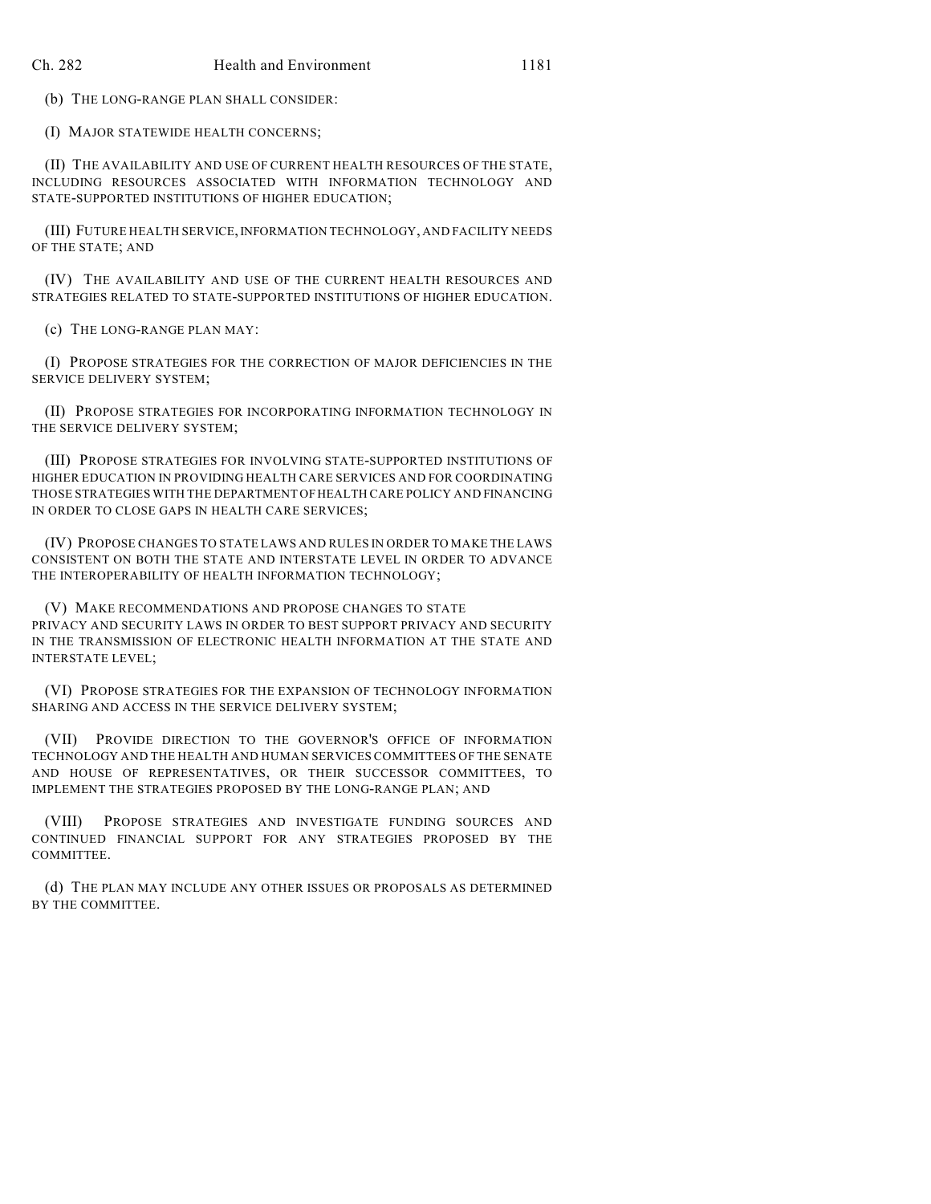(b) THE LONG-RANGE PLAN SHALL CONSIDER:

(I) MAJOR STATEWIDE HEALTH CONCERNS;

(II) THE AVAILABILITY AND USE OF CURRENT HEALTH RESOURCES OF THE STATE, INCLUDING RESOURCES ASSOCIATED WITH INFORMATION TECHNOLOGY AND STATE-SUPPORTED INSTITUTIONS OF HIGHER EDUCATION;

(III) FUTURE HEALTH SERVICE, INFORMATION TECHNOLOGY, AND FACILITY NEEDS OF THE STATE; AND

(IV) THE AVAILABILITY AND USE OF THE CURRENT HEALTH RESOURCES AND STRATEGIES RELATED TO STATE-SUPPORTED INSTITUTIONS OF HIGHER EDUCATION.

(c) THE LONG-RANGE PLAN MAY:

(I) PROPOSE STRATEGIES FOR THE CORRECTION OF MAJOR DEFICIENCIES IN THE SERVICE DELIVERY SYSTEM;

(II) PROPOSE STRATEGIES FOR INCORPORATING INFORMATION TECHNOLOGY IN THE SERVICE DELIVERY SYSTEM;

(III) PROPOSE STRATEGIES FOR INVOLVING STATE-SUPPORTED INSTITUTIONS OF HIGHER EDUCATION IN PROVIDING HEALTH CARE SERVICES AND FOR COORDINATING THOSE STRATEGIES WITH THE DEPARTMENT OF HEALTH CARE POLICY AND FINANCING IN ORDER TO CLOSE GAPS IN HEALTH CARE SERVICES;

(IV) PROPOSE CHANGES TO STATE LAWS AND RULES IN ORDER TO MAKE THE LAWS CONSISTENT ON BOTH THE STATE AND INTERSTATE LEVEL IN ORDER TO ADVANCE THE INTEROPERABILITY OF HEALTH INFORMATION TECHNOLOGY;

(V) MAKE RECOMMENDATIONS AND PROPOSE CHANGES TO STATE PRIVACY AND SECURITY LAWS IN ORDER TO BEST SUPPORT PRIVACY AND SECURITY IN THE TRANSMISSION OF ELECTRONIC HEALTH INFORMATION AT THE STATE AND INTERSTATE LEVEL;

(VI) PROPOSE STRATEGIES FOR THE EXPANSION OF TECHNOLOGY INFORMATION SHARING AND ACCESS IN THE SERVICE DELIVERY SYSTEM;

(VII) PROVIDE DIRECTION TO THE GOVERNOR'S OFFICE OF INFORMATION TECHNOLOGY AND THE HEALTH AND HUMAN SERVICES COMMITTEES OF THE SENATE AND HOUSE OF REPRESENTATIVES, OR THEIR SUCCESSOR COMMITTEES, TO IMPLEMENT THE STRATEGIES PROPOSED BY THE LONG-RANGE PLAN; AND

(VIII) PROPOSE STRATEGIES AND INVESTIGATE FUNDING SOURCES AND CONTINUED FINANCIAL SUPPORT FOR ANY STRATEGIES PROPOSED BY THE COMMITTEE.

(d) THE PLAN MAY INCLUDE ANY OTHER ISSUES OR PROPOSALS AS DETERMINED BY THE COMMITTEE.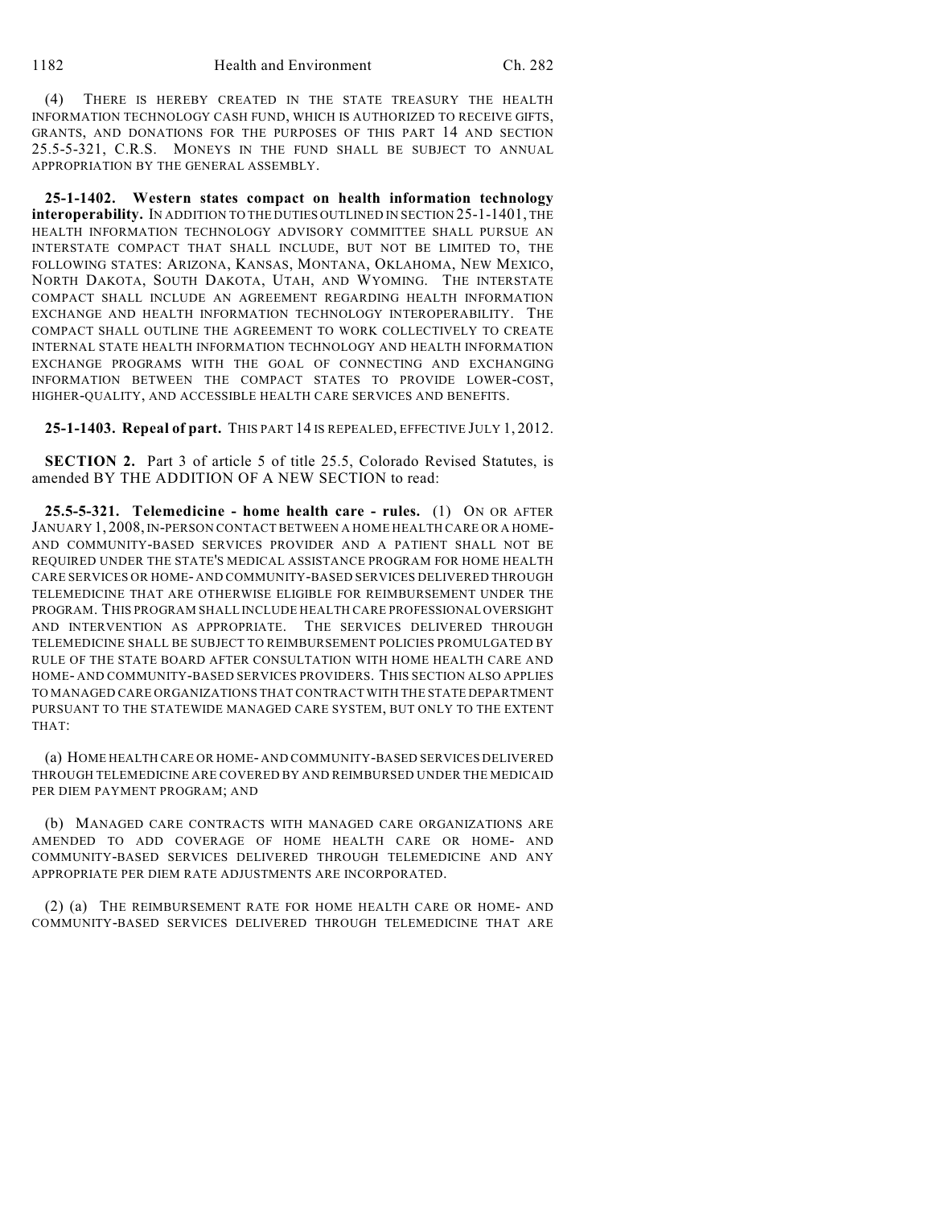(4) THERE IS HEREBY CREATED IN THE STATE TREASURY THE HEALTH INFORMATION TECHNOLOGY CASH FUND, WHICH IS AUTHORIZED TO RECEIVE GIFTS, GRANTS, AND DONATIONS FOR THE PURPOSES OF THIS PART 14 AND SECTION 25.5-5-321, C.R.S. MONEYS IN THE FUND SHALL BE SUBJECT TO ANNUAL APPROPRIATION BY THE GENERAL ASSEMBLY.

**25-1-1402. Western states compact on health information technology interoperability.** IN ADDITION TO THE DUTIES OUTLINED IN SECTION 25-1-1401, THE HEALTH INFORMATION TECHNOLOGY ADVISORY COMMITTEE SHALL PURSUE AN INTERSTATE COMPACT THAT SHALL INCLUDE, BUT NOT BE LIMITED TO, THE FOLLOWING STATES: ARIZONA, KANSAS, MONTANA, OKLAHOMA, NEW MEXICO, NORTH DAKOTA, SOUTH DAKOTA, UTAH, AND WYOMING. THE INTERSTATE COMPACT SHALL INCLUDE AN AGREEMENT REGARDING HEALTH INFORMATION EXCHANGE AND HEALTH INFORMATION TECHNOLOGY INTEROPERABILITY. THE COMPACT SHALL OUTLINE THE AGREEMENT TO WORK COLLECTIVELY TO CREATE INTERNAL STATE HEALTH INFORMATION TECHNOLOGY AND HEALTH INFORMATION EXCHANGE PROGRAMS WITH THE GOAL OF CONNECTING AND EXCHANGING INFORMATION BETWEEN THE COMPACT STATES TO PROVIDE LOWER-COST, HIGHER-QUALITY, AND ACCESSIBLE HEALTH CARE SERVICES AND BENEFITS.

**25-1-1403. Repeal of part.** THIS PART 14 IS REPEALED, EFFECTIVE JULY 1, 2012.

**SECTION 2.** Part 3 of article 5 of title 25.5, Colorado Revised Statutes, is amended BY THE ADDITION OF A NEW SECTION to read:

**25.5-5-321. Telemedicine - home health care - rules.** (1) ON OR AFTER JANUARY 1, 2008, IN-PERSON CONTACT BETWEEN A HOME HEALTH CARE OR A HOME- AND COMMUNITY-BASED SERVICES PROVIDER AND A PATIENT SHALL NOT BE REQUIRED UNDER THE STATE'S MEDICAL ASSISTANCE PROGRAM FOR HOME HEALTH CARE SERVICES OR HOME- AND COMMUNITY-BASED SERVICES DELIVERED THROUGH TELEMEDICINE THAT ARE OTHERWISE ELIGIBLE FOR REIMBURSEMENT UNDER THE PROGRAM. THIS PROGRAM SHALL INCLUDE HEALTH CARE PROFESSIONAL OVERSIGHT AND INTERVENTION AS APPROPRIATE. THE SERVICES DELIVERED THROUGH TELEMEDICINE SHALL BE SUBJECT TO REIMBURSEMENT POLICIES PROMULGATED BY RULE OF THE STATE BOARD AFTER CONSULTATION WITH HOME HEALTH CARE AND HOME- AND COMMUNITY-BASED SERVICES PROVIDERS. THIS SECTION ALSO APPLIES TO MANAGED CARE ORGANIZATIONS THAT CONTRACT WITH THE STATE DEPARTMENT PURSUANT TO THE STATEWIDE MANAGED CARE SYSTEM, BUT ONLY TO THE EXTENT THAT:

(a) HOME HEALTH CARE OR HOME- AND COMMUNITY-BASED SERVICES DELIVERED THROUGH TELEMEDICINE ARE COVERED BY AND REIMBURSED UNDER THE MEDICAID PER DIEM PAYMENT PROGRAM; AND

(b) MANAGED CARE CONTRACTS WITH MANAGED CARE ORGANIZATIONS ARE AMENDED TO ADD COVERAGE OF HOME HEALTH CARE OR HOME- AND COMMUNITY-BASED SERVICES DELIVERED THROUGH TELEMEDICINE AND ANY APPROPRIATE PER DIEM RATE ADJUSTMENTS ARE INCORPORATED.

(2) (a) THE REIMBURSEMENT RATE FOR HOME HEALTH CARE OR HOME- AND COMMUNITY-BASED SERVICES DELIVERED THROUGH TELEMEDICINE THAT ARE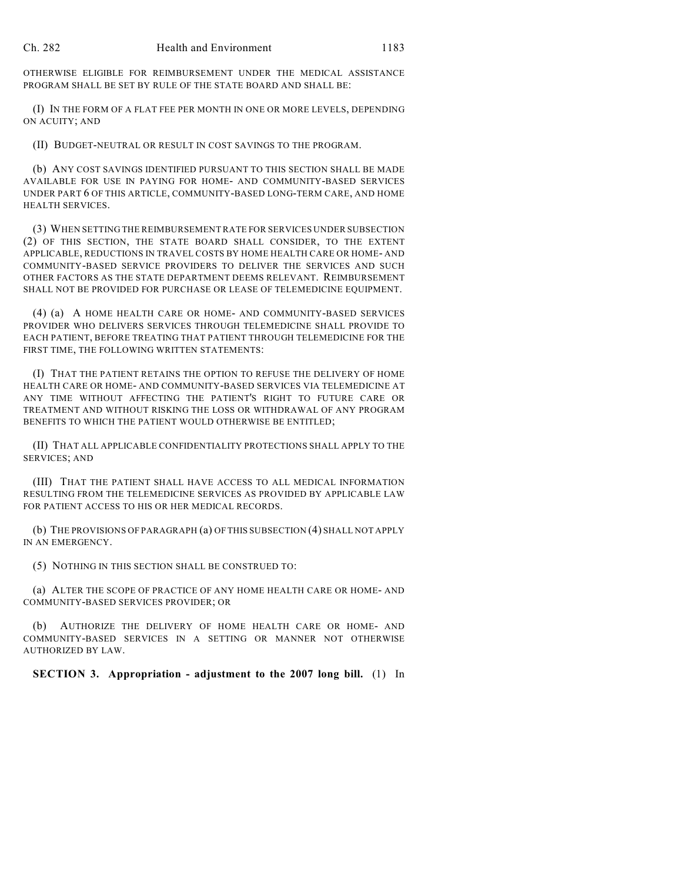OTHERWISE ELIGIBLE FOR REIMBURSEMENT UNDER THE MEDICAL ASSISTANCE PROGRAM SHALL BE SET BY RULE OF THE STATE BOARD AND SHALL BE:

(I) IN THE FORM OF A FLAT FEE PER MONTH IN ONE OR MORE LEVELS, DEPENDING ON ACUITY; AND

(II) BUDGET-NEUTRAL OR RESULT IN COST SAVINGS TO THE PROGRAM.

(b) ANY COST SAVINGS IDENTIFIED PURSUANT TO THIS SECTION SHALL BE MADE AVAILABLE FOR USE IN PAYING FOR HOME- AND COMMUNITY-BASED SERVICES UNDER PART 6 OF THIS ARTICLE, COMMUNITY-BASED LONG-TERM CARE, AND HOME HEALTH SERVICES.

(3) WHEN SETTING THE REIMBURSEMENT RATE FOR SERVICES UNDER SUBSECTION (2) OF THIS SECTION, THE STATE BOARD SHALL CONSIDER, TO THE EXTENT APPLICABLE, REDUCTIONS IN TRAVEL COSTS BY HOME HEALTH CARE OR HOME- AND COMMUNITY-BASED SERVICE PROVIDERS TO DELIVER THE SERVICES AND SUCH OTHER FACTORS AS THE STATE DEPARTMENT DEEMS RELEVANT. REIMBURSEMENT SHALL NOT BE PROVIDED FOR PURCHASE OR LEASE OF TELEMEDICINE EQUIPMENT.

(4) (a) A HOME HEALTH CARE OR HOME- AND COMMUNITY-BASED SERVICES PROVIDER WHO DELIVERS SERVICES THROUGH TELEMEDICINE SHALL PROVIDE TO EACH PATIENT, BEFORE TREATING THAT PATIENT THROUGH TELEMEDICINE FOR THE FIRST TIME, THE FOLLOWING WRITTEN STATEMENTS:

(I) THAT THE PATIENT RETAINS THE OPTION TO REFUSE THE DELIVERY OF HOME HEALTH CARE OR HOME- AND COMMUNITY-BASED SERVICES VIA TELEMEDICINE AT ANY TIME WITHOUT AFFECTING THE PATIENT'S RIGHT TO FUTURE CARE OR TREATMENT AND WITHOUT RISKING THE LOSS OR WITHDRAWAL OF ANY PROGRAM BENEFITS TO WHICH THE PATIENT WOULD OTHERWISE BE ENTITLED;

(II) THAT ALL APPLICABLE CONFIDENTIALITY PROTECTIONS SHALL APPLY TO THE SERVICES; AND

(III) THAT THE PATIENT SHALL HAVE ACCESS TO ALL MEDICAL INFORMATION RESULTING FROM THE TELEMEDICINE SERVICES AS PROVIDED BY APPLICABLE LAW FOR PATIENT ACCESS TO HIS OR HER MEDICAL RECORDS.

(b) THE PROVISIONS OF PARAGRAPH (a) OF THIS SUBSECTION (4) SHALL NOT APPLY IN AN EMERGENCY.

(5) NOTHING IN THIS SECTION SHALL BE CONSTRUED TO:

(a) ALTER THE SCOPE OF PRACTICE OF ANY HOME HEALTH CARE OR HOME- AND COMMUNITY-BASED SERVICES PROVIDER; OR

(b) AUTHORIZE THE DELIVERY OF HOME HEALTH CARE OR HOME- AND COMMUNITY-BASED SERVICES IN A SETTING OR MANNER NOT OTHERWISE AUTHORIZED BY LAW.

**SECTION 3. Appropriation - adjustment to the 2007 long bill.** (1) In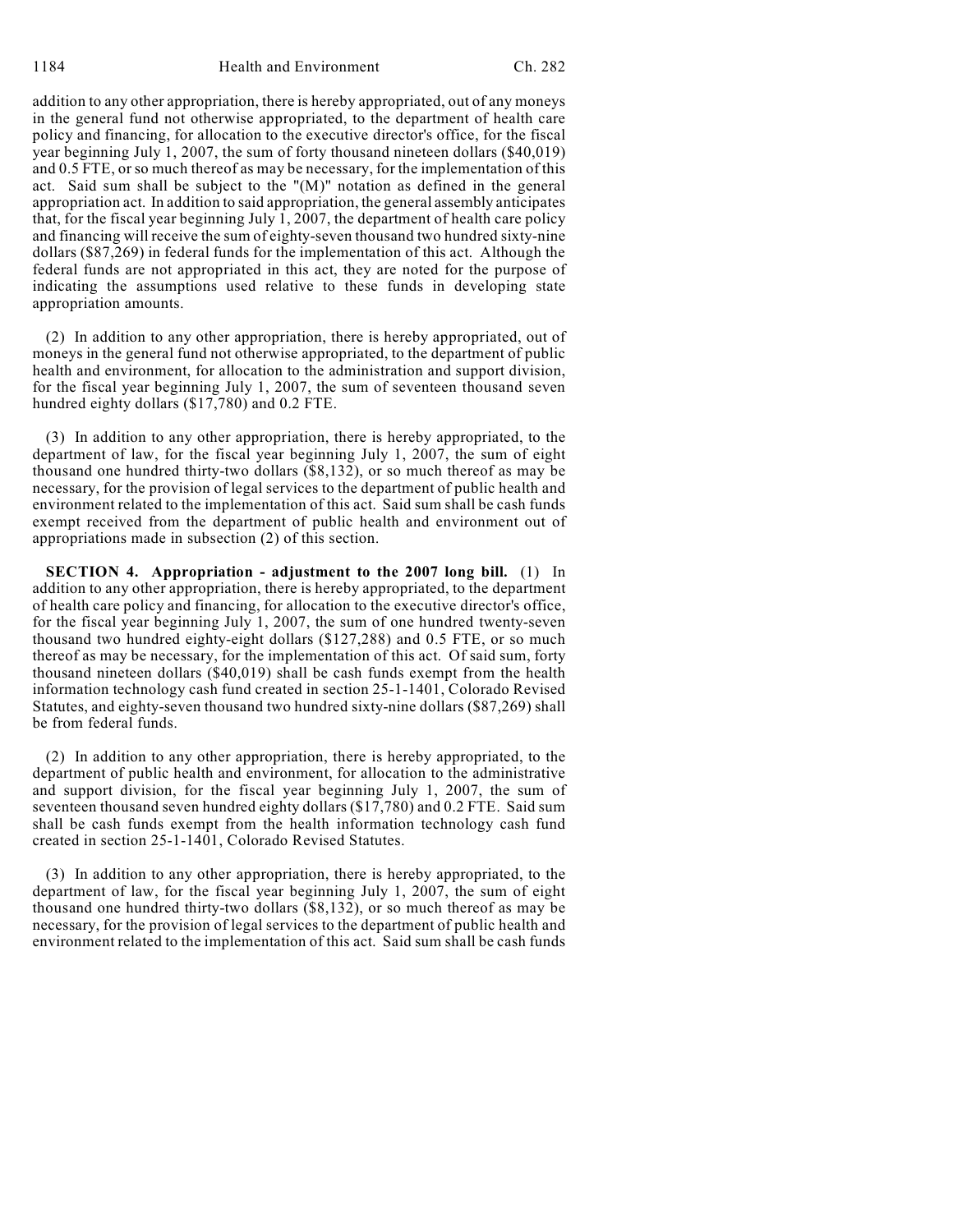addition to any other appropriation, there is hereby appropriated, out of any moneys in the general fund not otherwise appropriated, to the department of health care policy and financing, for allocation to the executive director's office, for the fiscal year beginning July 1, 2007, the sum of forty thousand nineteen dollars ($40,019) and 0.5 FTE, or so much thereof as may be necessary, for the implementation of this act. Said sum shall be subject to the "(M)" notation as defined in the general appropriation act. In addition to said appropriation, the general assembly anticipates that, for the fiscal year beginning July 1, 2007, the department of health care policy and financing will receive the sum of eighty-seven thousand two hundred sixty-nine dollars ($87,269) in federal funds for the implementation of this act. Although the federal funds are not appropriated in this act, they are noted for the purpose of indicating the assumptions used relative to these funds in developing state appropriation amounts.

(2) In addition to any other appropriation, there is hereby appropriated, out of moneys in the general fund not otherwise appropriated, to the department of public health and environment, for allocation to the administration and support division, for the fiscal year beginning July 1, 2007, the sum of seventeen thousand seven hundred eighty dollars ($17,780) and 0.2 FTE.

(3) In addition to any other appropriation, there is hereby appropriated, to the department of law, for the fiscal year beginning July 1, 2007, the sum of eight thousand one hundred thirty-two dollars ($8,132), or so much thereof as may be necessary, for the provision of legal services to the department of public health and environment related to the implementation of this act. Said sum shall be cash funds exempt received from the department of public health and environment out of appropriations made in subsection (2) of this section.

**SECTION 4. Appropriation - adjustment to the 2007 long bill.** (1) In addition to any other appropriation, there is hereby appropriated, to the department of health care policy and financing, for allocation to the executive director's office, for the fiscal year beginning July 1, 2007, the sum of one hundred twenty-seven thousand two hundred eighty-eight dollars ($127,288) and 0.5 FTE, or so much thereof as may be necessary, for the implementation of this act. Of said sum, forty thousand nineteen dollars ($40,019) shall be cash funds exempt from the health information technology cash fund created in section 25-1-1401, Colorado Revised Statutes, and eighty-seven thousand two hundred sixty-nine dollars ($87,269) shall be from federal funds.

(2) In addition to any other appropriation, there is hereby appropriated, to the department of public health and environment, for allocation to the administrative and support division, for the fiscal year beginning July 1, 2007, the sum of seventeen thousand seven hundred eighty dollars ($17,780) and 0.2 FTE. Said sum shall be cash funds exempt from the health information technology cash fund created in section 25-1-1401, Colorado Revised Statutes.

(3) In addition to any other appropriation, there is hereby appropriated, to the department of law, for the fiscal year beginning July 1, 2007, the sum of eight thousand one hundred thirty-two dollars ($8,132), or so much thereof as may be necessary, for the provision of legal services to the department of public health and environment related to the implementation of this act. Said sum shall be cash funds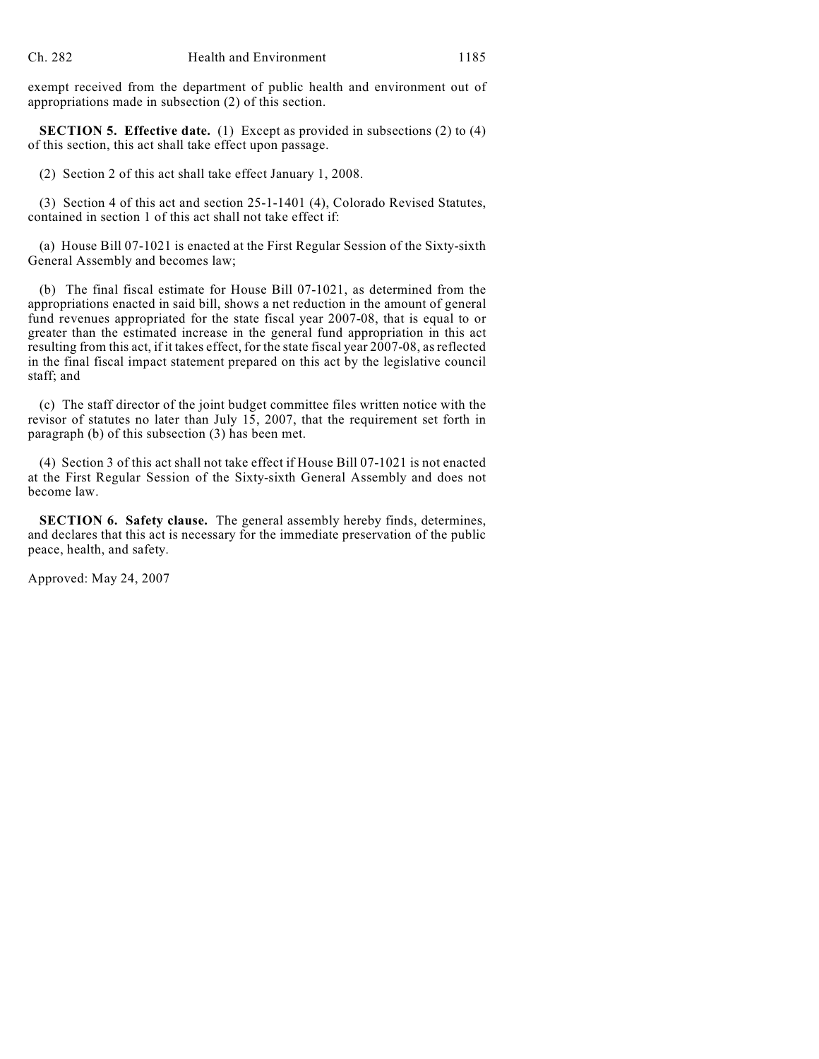exempt received from the department of public health and environment out of appropriations made in subsection (2) of this section.

**SECTION 5. Effective date.** (1) Except as provided in subsections (2) to (4) of this section, this act shall take effect upon passage.

(2) Section 2 of this act shall take effect January 1, 2008.

(3) Section 4 of this act and section 25-1-1401 (4), Colorado Revised Statutes, contained in section 1 of this act shall not take effect if:

(a) House Bill 07-1021 is enacted at the First Regular Session of the Sixty-sixth General Assembly and becomes law;

(b) The final fiscal estimate for House Bill 07-1021, as determined from the appropriations enacted in said bill, shows a net reduction in the amount of general fund revenues appropriated for the state fiscal year 2007-08, that is equal to or greater than the estimated increase in the general fund appropriation in this act resulting from this act, if it takes effect, for the state fiscal year 2007-08, as reflected in the final fiscal impact statement prepared on this act by the legislative council staff; and

(c) The staff director of the joint budget committee files written notice with the revisor of statutes no later than July 15, 2007, that the requirement set forth in paragraph (b) of this subsection (3) has been met.

(4) Section 3 of this act shall not take effect if House Bill 07-1021 is not enacted at the First Regular Session of the Sixty-sixth General Assembly and does not become law.

**SECTION 6. Safety clause.** The general assembly hereby finds, determines, and declares that this act is necessary for the immediate preservation of the public peace, health, and safety.

Approved: May 24, 2007